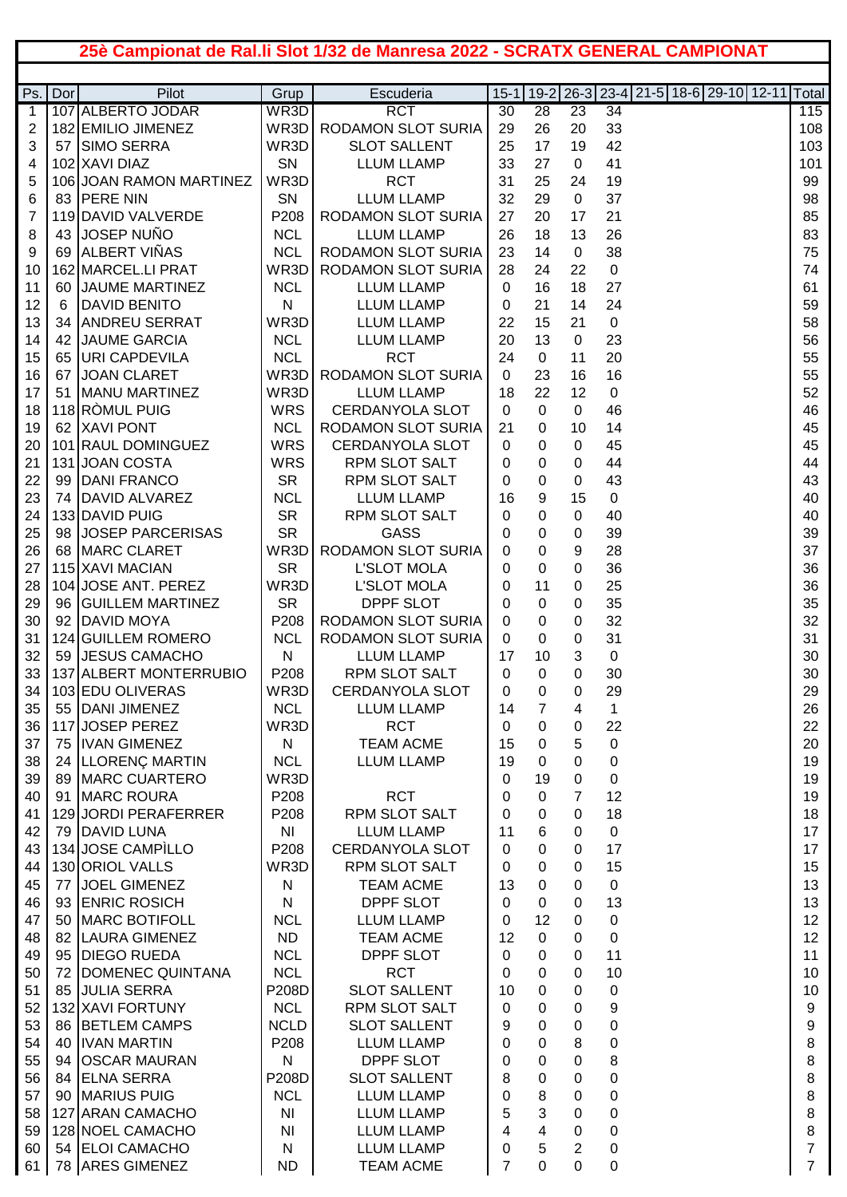# 25è Campionat de Ral.li Slot 1/32 de Manresa 2022 - SCRATX GENERAL CAMPIONAT

| Ps. | Dor | Pilot | Grup | Escuderia | 15-1 | 19-2 | 26-3 | 23-4 | 21-5 | 18-6 | 29-10 | 12-11 | Total |
|---|---|---|---|---|---|---|---|---|---|---|---|---|---|
| 1 | 107 | ALBERTO JODAR | WR3D | RCT | 30 | 28 | 23 | 34 | | | | | 115 |
| 2 | 182 | EMILIO JIMENEZ | WR3D | RODAMON SLOT SURIA | 29 | 26 | 20 | 33 | | | | | 108 |
| 3 | 57 | SIMO SERRA | WR3D | SLOT SALLENT | 25 | 17 | 19 | 42 | | | | | 103 |
| 4 | 102 | XAVI DIAZ | SN | LLUM LLAMP | 33 | 27 | 0 | 41 | | | | | 101 |
| 5 | 106 | JOAN RAMON MARTINEZ | WR3D | RCT | 31 | 25 | 24 | 19 | | | | | 99 |
| 6 | 83 | PERE NIN | SN | LLUM LLAMP | 32 | 29 | 0 | 37 | | | | | 98 |
| 7 | 119 | DAVID VALVERDE | P208 | RODAMON SLOT SURIA | 27 | 20 | 17 | 21 | | | | | 85 |
| 8 | 43 | JOSEP NUÑO | NCL | LLUM LLAMP | 26 | 18 | 13 | 26 | | | | | 83 |
| 9 | 69 | ALBERT VIÑAS | NCL | RODAMON SLOT SURIA | 23 | 14 | 0 | 38 | | | | | 75 |
| 10 | 162 | MARCEL.LI PRAT | WR3D | RODAMON SLOT SURIA | 28 | 24 | 22 | 0 | | | | | 74 |
| 11 | 60 | JAUME MARTINEZ | NCL | LLUM LLAMP | 0 | 16 | 18 | 27 | | | | | 61 |
| 12 | 6 | DAVID BENITO | N | LLUM LLAMP | 0 | 21 | 14 | 24 | | | | | 59 |
| 13 | 34 | ANDREU SERRAT | WR3D | LLUM LLAMP | 22 | 15 | 21 | 0 | | | | | 58 |
| 14 | 42 | JAUME GARCIA | NCL | LLUM LLAMP | 20 | 13 | 0 | 23 | | | | | 56 |
| 15 | 65 | URI CAPDEVILA | NCL | RCT | 24 | 0 | 11 | 20 | | | | | 55 |
| 16 | 67 | JOAN CLARET | WR3D | RODAMON SLOT SURIA | 0 | 23 | 16 | 16 | | | | | 55 |
| 17 | 51 | MANU MARTINEZ | WR3D | LLUM LLAMP | 18 | 22 | 12 | 0 | | | | | 52 |
| 18 | 118 | RÒMUL PUIG | WRS | CERDANYOLA SLOT | 0 | 0 | 0 | 46 | | | | | 46 |
| 19 | 62 | XAVI PONT | NCL | RODAMON SLOT SURIA | 21 | 0 | 10 | 14 | | | | | 45 |
| 20 | 101 | RAUL DOMINGUEZ | WRS | CERDANYOLA SLOT | 0 | 0 | 0 | 45 | | | | | 45 |
| 21 | 131 | JOAN COSTA | WRS | RPM SLOT SALT | 0 | 0 | 0 | 44 | | | | | 44 |
| 22 | 99 | DANI FRANCO | SR | RPM SLOT SALT | 0 | 0 | 0 | 43 | | | | | 43 |
| 23 | 74 | DAVID ALVAREZ | NCL | LLUM LLAMP | 16 | 9 | 15 | 0 | | | | | 40 |
| 24 | 133 | DAVID PUIG | SR | RPM SLOT SALT | 0 | 0 | 0 | 40 | | | | | 40 |
| 25 | 98 | JOSEP PARCERISAS | SR | GASS | 0 | 0 | 0 | 39 | | | | | 39 |
| 26 | 68 | MARC CLARET | WR3D | RODAMON SLOT SURIA | 0 | 0 | 9 | 28 | | | | | 37 |
| 27 | 115 | XAVI MACIAN | SR | L'SLOT MOLA | 0 | 0 | 0 | 36 | | | | | 36 |
| 28 | 104 | JOSE ANT. PEREZ | WR3D | L'SLOT MOLA | 0 | 11 | 0 | 25 | | | | | 36 |
| 29 | 96 | GUILLEM MARTINEZ | SR | DPPF SLOT | 0 | 0 | 0 | 35 | | | | | 35 |
| 30 | 92 | DAVID MOYA | P208 | RODAMON SLOT SURIA | 0 | 0 | 0 | 32 | | | | | 32 |
| 31 | 124 | GUILLEM ROMERO | NCL | RODAMON SLOT SURIA | 0 | 0 | 0 | 31 | | | | | 31 |
| 32 | 59 | JESUS CAMACHO | N | LLUM LLAMP | 17 | 10 | 3 | 0 | | | | | 30 |
| 33 | 137 | ALBERT MONTERRUBIO | P208 | RPM SLOT SALT | 0 | 0 | 0 | 30 | | | | | 30 |
| 34 | 103 | EDU OLIVERAS | WR3D | CERDANYOLA SLOT | 0 | 0 | 0 | 29 | | | | | 29 |
| 35 | 55 | DANI JIMENEZ | NCL | LLUM LLAMP | 14 | 7 | 4 | 1 | | | | | 26 |
| 36 | 117 | JOSEP PEREZ | WR3D | RCT | 0 | 0 | 0 | 22 | | | | | 22 |
| 37 | 75 | IVAN GIMENEZ | N | TEAM ACME | 15 | 0 | 5 | 0 | | | | | 20 |
| 38 | 24 | LLORENÇ MARTIN | NCL | LLUM LLAMP | 19 | 0 | 0 | 0 | | | | | 19 |
| 39 | 89 | MARC CUARTERO | WR3D | | 0 | 19 | 0 | 0 | | | | | 19 |
| 40 | 91 | MARC ROURA | P208 | RCT | 0 | 0 | 7 | 12 | | | | | 19 |
| 41 | 129 | JORDI PERAFERRER | P208 | RPM SLOT SALT | 0 | 0 | 0 | 18 | | | | | 18 |
| 42 | 79 | DAVID LUNA | NI | LLUM LLAMP | 11 | 6 | 0 | 0 | | | | | 17 |
| 43 | 134 | JOSE CAMPÌLLO | P208 | CERDANYOLA SLOT | 0 | 0 | 0 | 17 | | | | | 17 |
| 44 | 130 | ORIOL VALLS | WR3D | RPM SLOT SALT | 0 | 0 | 0 | 15 | | | | | 15 |
| 45 | 77 | JOEL GIMENEZ | N | TEAM ACME | 13 | 0 | 0 | 0 | | | | | 13 |
| 46 | 93 | ENRIC ROSICH | N | DPPF SLOT | 0 | 0 | 0 | 13 | | | | | 13 |
| 47 | 50 | MARC BOTIFOLL | NCL | LLUM LLAMP | 0 | 12 | 0 | 0 | | | | | 12 |
| 48 | 82 | LAURA GIMENEZ | ND | TEAM ACME | 12 | 0 | 0 | 0 | | | | | 12 |
| 49 | 95 | DIEGO RUEDA | NCL | DPPF SLOT | 0 | 0 | 0 | 11 | | | | | 11 |
| 50 | 72 | DOMENEC QUINTANA | NCL | RCT | 0 | 0 | 0 | 10 | | | | | 10 |
| 51 | 85 | JULIA SERRA | P208D | SLOT SALLENT | 10 | 0 | 0 | 0 | | | | | 10 |
| 52 | 132 | XAVI FORTUNY | NCL | RPM SLOT SALT | 0 | 0 | 0 | 9 | | | | | 9 |
| 53 | 86 | BETLEM CAMPS | NCLD | SLOT SALLENT | 9 | 0 | 0 | 0 | | | | | 9 |
| 54 | 40 | IVAN MARTIN | P208 | LLUM LLAMP | 0 | 0 | 8 | 0 | | | | | 8 |
| 55 | 94 | OSCAR MAURAN | N | DPPF SLOT | 0 | 0 | 0 | 8 | | | | | 8 |
| 56 | 84 | ELNA SERRA | P208D | SLOT SALLENT | 8 | 0 | 0 | 0 | | | | | 8 |
| 57 | 90 | MARIUS PUIG | NCL | LLUM LLAMP | 0 | 8 | 0 | 0 | | | | | 8 |
| 58 | 127 | ARAN CAMACHO | NI | LLUM LLAMP | 5 | 3 | 0 | 0 | | | | | 8 |
| 59 | 128 | NOEL CAMACHO | NI | LLUM LLAMP | 4 | 4 | 0 | 0 | | | | | 8 |
| 60 | 54 | ELOI CAMACHO | N | LLUM LLAMP | 0 | 5 | 2 | 0 | | | | | 7 |
| 61 | 78 | ARES GIMENEZ | ND | TEAM ACME | 7 | 0 | 0 | 0 | | | | | 7 |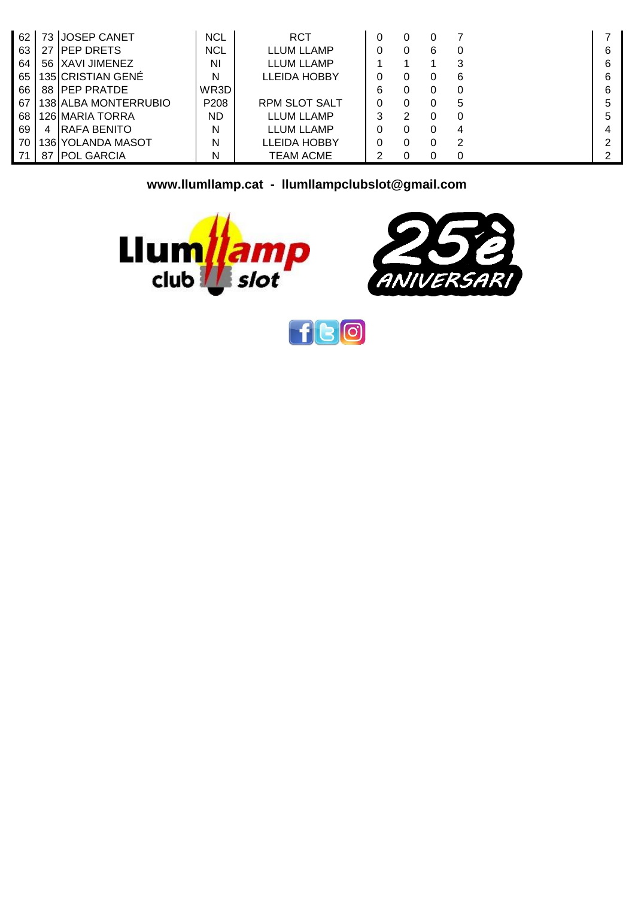| | | | | | | | | | | |
|---|---|---|---|---|---|---|---|---|---|---|
| 62 | 73 | JOSEP CANET | NCL | RCT | 0 | 0 | 0 | 7 | | 7 |
| 63 | 27 | PEP DRETS | NCL | LLUM LLAMP | 0 | 0 | 6 | 0 | | 6 |
| 64 | 56 | XAVI JIMENEZ | NI | LLUM LLAMP | 1 | 1 | 1 | 3 | | 6 |
| 65 | 135 | CRISTIAN GENÉ | N | LLEIDA HOBBY | 0 | 0 | 0 | 6 | | 6 |
| 66 | 88 | PEP PRATDE | WR3D | | 6 | 0 | 0 | 0 | | 6 |
| 67 | 138 | ALBA MONTERRUBIO | P208 | RPM SLOT SALT | 0 | 0 | 0 | 5 | | 5 |
| 68 | 126 | MARIA TORRA | ND | LLUM LLAMP | 3 | 2 | 0 | 0 | | 5 |
| 69 | 4 | RAFA BENITO | N | LLUM LLAMP | 0 | 0 | 0 | 4 | | 4 |
| 70 | 136 | YOLANDA MASOT | N | LLEIDA HOBBY | 0 | 0 | 0 | 2 | | 2 |
| 71 | 87 | POL GARCIA | N | TEAM ACME | 2 | 0 | 0 | 0 | | 2 |

**www.llumllamp.cat - llumllampclubslot@gmail.com**

Llum llamp club slot

25è ANIVERSARI